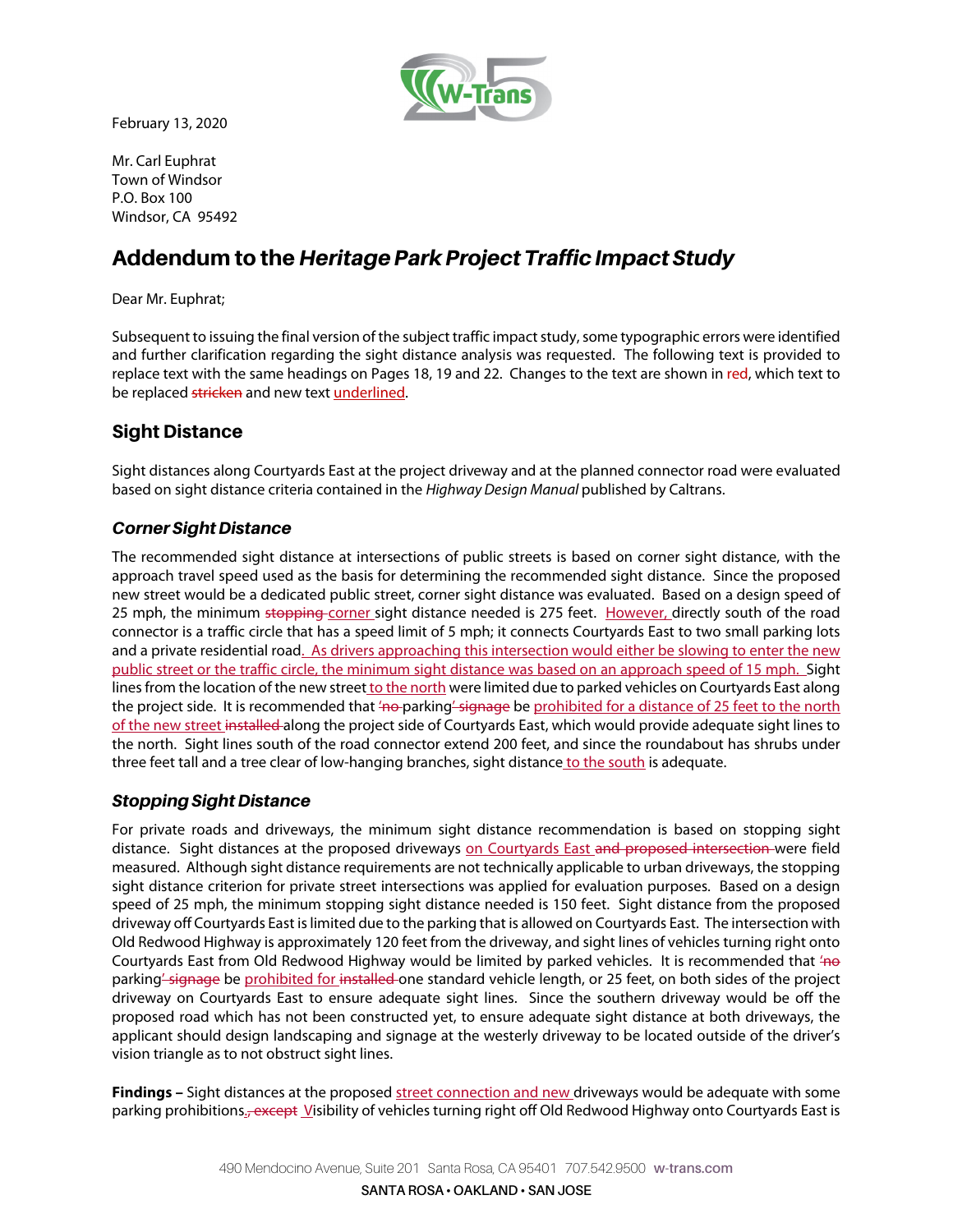February 13, 2020

Mr. Carl Euphrat
Town of Windsor
P.O. Box 100
Windsor, CA 95492

# Addendum to the *Heritage Park Project Traffic Impact Study*

Dear Mr. Euphrat;

Subsequent to issuing the final version of the subject traffic impact study, some typographic errors were identified and further clarification regarding the sight distance analysis was requested. The following text is provided to replace text with the same headings on Pages 18, 19 and 22. Changes to the text are shown in red, which text to be replaced ~~stricken~~ and new text <u>underlined</u>.

## Sight Distance

Sight distances along Courtyards East at the project driveway and at the planned connector road were evaluated based on sight distance criteria contained in the *Highway Design Manual* published by Caltrans.

### *Corner Sight Distance*

The recommended sight distance at intersections of public streets is based on corner sight distance, with the approach travel speed used as the basis for determining the recommended sight distance. Since the proposed new street would be a dedicated public street, corner sight distance was evaluated. Based on a design speed of 25 mph, the minimum ~~stopping~~ <u>corner</u> sight distance needed is 275 feet. <u>However,</u> directly south of the road connector is a traffic circle that has a speed limit of 5 mph; it connects Courtyards East to two small parking lots and a private residential road<u>. As drivers approaching this intersection would either be slowing to enter the new public street or the traffic circle, the minimum sight distance was based on an approach speed of 15 mph.</u> Sight lines from the location of the new street <u>to the north</u> were limited due to parked vehicles on Courtyards East along the project side. It is recommended that ~~'no~~ parking~~' signage~~ be <u>prohibited for a distance of 25 feet to the north of the new street</u> ~~installed~~ along the project side of Courtyards East, which would provide adequate sight lines to the north. Sight lines south of the road connector extend 200 feet, and since the roundabout has shrubs under three feet tall and a tree clear of low-hanging branches, sight distance <u>to the south</u> is adequate.

### *Stopping Sight Distance*

For private roads and driveways, the minimum sight distance recommendation is based on stopping sight distance. Sight distances at the proposed driveways <u>on Courtyards East</u> ~~and proposed intersection~~ were field measured. Although sight distance requirements are not technically applicable to urban driveways, the stopping sight distance criterion for private street intersections was applied for evaluation purposes. Based on a design speed of 25 mph, the minimum stopping sight distance needed is 150 feet. Sight distance from the proposed driveway off Courtyards East is limited due to the parking that is allowed on Courtyards East. The intersection with Old Redwood Highway is approximately 120 feet from the driveway, and sight lines of vehicles turning right onto Courtyards East from Old Redwood Highway would be limited by parked vehicles. It is recommended that ~~'no~~ parking~~' signage~~ be <u>prohibited for</u> ~~installed~~ one standard vehicle length, or 25 feet, on both sides of the project driveway on Courtyards East to ensure adequate sight lines. Since the southern driveway would be off the proposed road which has not been constructed yet, to ensure adequate sight distance at both driveways, the applicant should design landscaping and signage at the westerly driveway to be located outside of the driver's vision triangle as to not obstruct sight lines.

**Findings –** Sight distances at the proposed <u>street connection and new</u> driveways would be adequate with some parking prohibitions.~~, except~~ <u>V</u>isibility of vehicles turning right off Old Redwood Highway onto Courtyards East is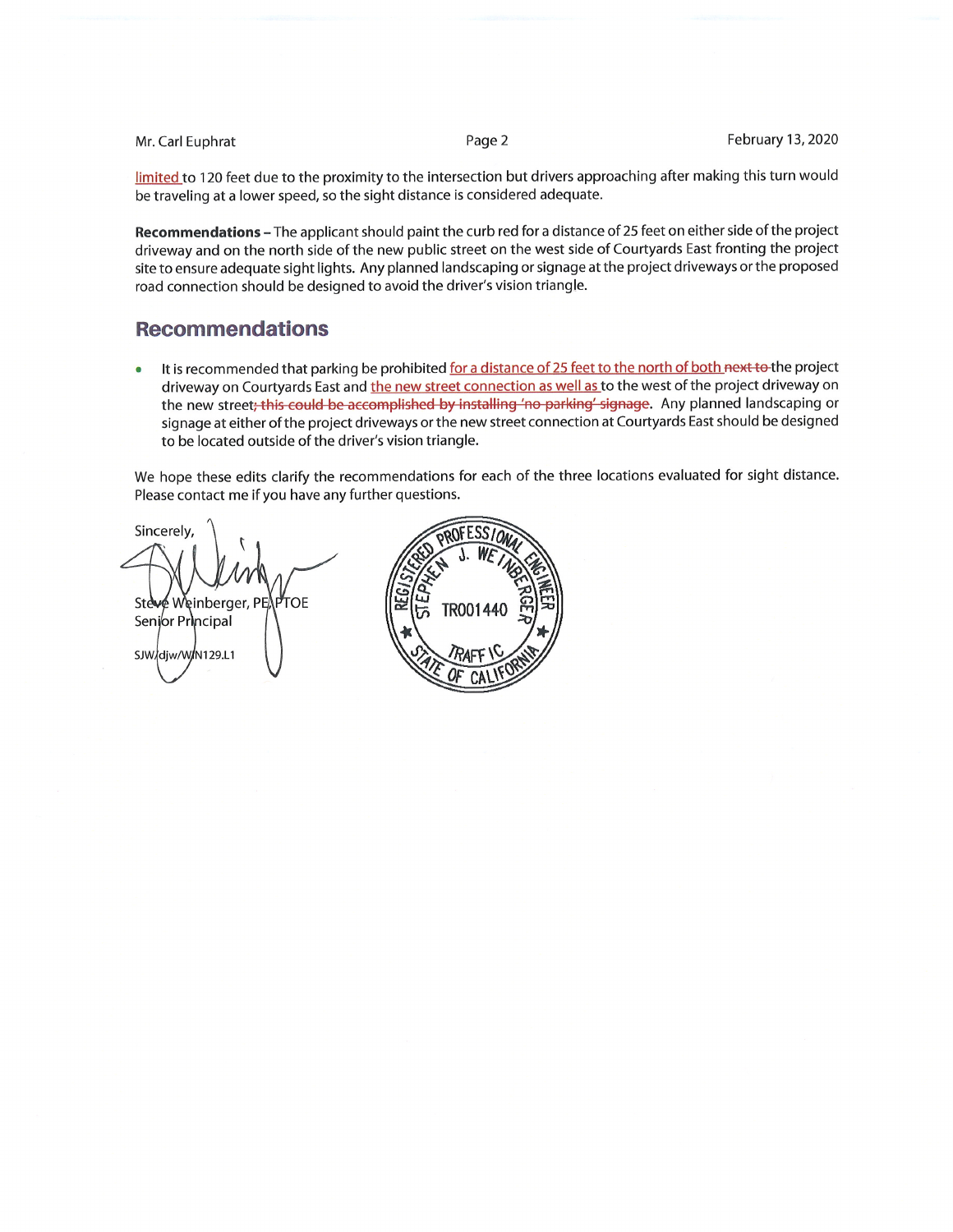limited to 120 feet due to the proximity to the intersection but drivers approaching after making this turn would be traveling at a lower speed, so the sight distance is considered adequate.

**Recommendations –** The applicant should paint the curb red for a distance of 25 feet on either side of the project driveway and on the north side of the new public street on the west side of Courtyards East fronting the project site to ensure adequate sight lights. Any planned landscaping or signage at the project driveways or the proposed road connection should be designed to avoid the driver's vision triangle.

## Recommendations

- It is recommended that parking be prohibited for a distance of 25 feet to the north of both ~~next to~~ the project driveway on Courtyards East and the new street connection as well as to the west of the project driveway on the new street~~; this could be accomplished by installing 'no parking' signage~~. Any planned landscaping or signage at either of the project driveways or the new street connection at Courtyards East should be designed to be located outside of the driver's vision triangle.

We hope these edits clarify the recommendations for each of the three locations evaluated for sight distance. Please contact me if you have any further questions.

Sincerely,

Steve Weinberger, PE, PTOE
Senior Principal

SJW/djw/WN129.L1

REGISTERED PROFESSIONAL ENGINEER
STEPHEN J. WEINBERGER
TR001440
TRAFFIC
STATE OF CALIFORNIA